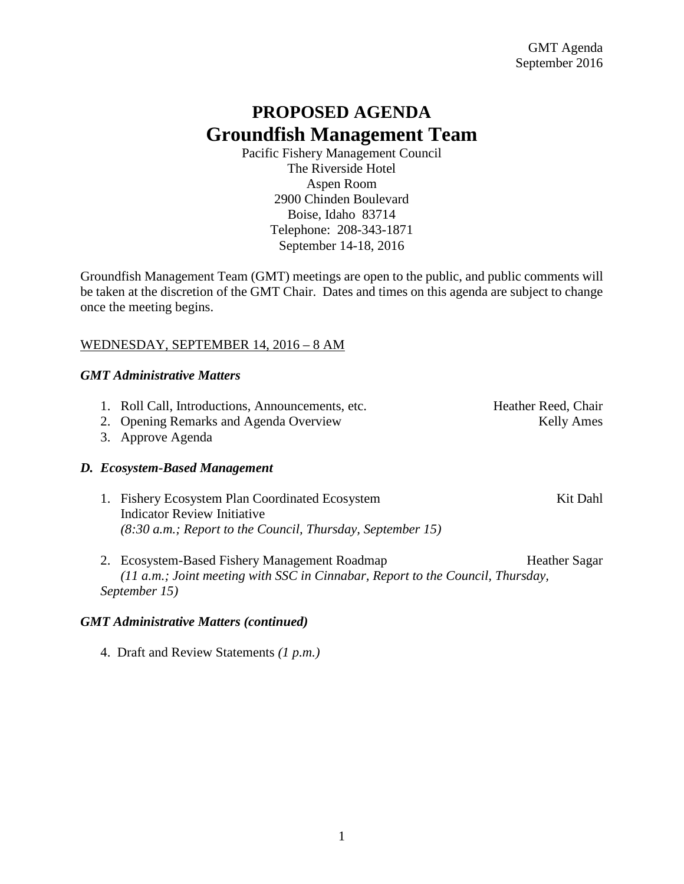# PROPOSED AGENDA
# Groundfish Management Team

Pacific Fishery Management Council
The Riverside Hotel
Aspen Room
2900 Chinden Boulevard
Boise, Idaho 83714
Telephone: 208-343-1871
September 14-18, 2016

Groundfish Management Team (GMT) meetings are open to the public, and public comments will be taken at the discretion of the GMT Chair. Dates and times on this agenda are subject to change once the meeting begins.

WEDNESDAY, SEPTEMBER 14, 2016 – 8 AM

***GMT Administrative Matters***

1. Roll Call, Introductions, Announcements, etc. — Heather Reed, Chair
2. Opening Remarks and Agenda Overview — Kelly Ames
3. Approve Agenda

***D. Ecosystem-Based Management***

1. Fishery Ecosystem Plan Coordinated Ecosystem Indicator Review Initiative — Kit Dahl
   *(8:30 a.m.; Report to the Council, Thursday, September 15)*

2. Ecosystem-Based Fishery Management Roadmap — Heather Sagar
   *(11 a.m.; Joint meeting with SSC in Cinnabar, Report to the Council, Thursday, September 15)*

***GMT Administrative Matters (continued)***

4. Draft and Review Statements *(1 p.m.)*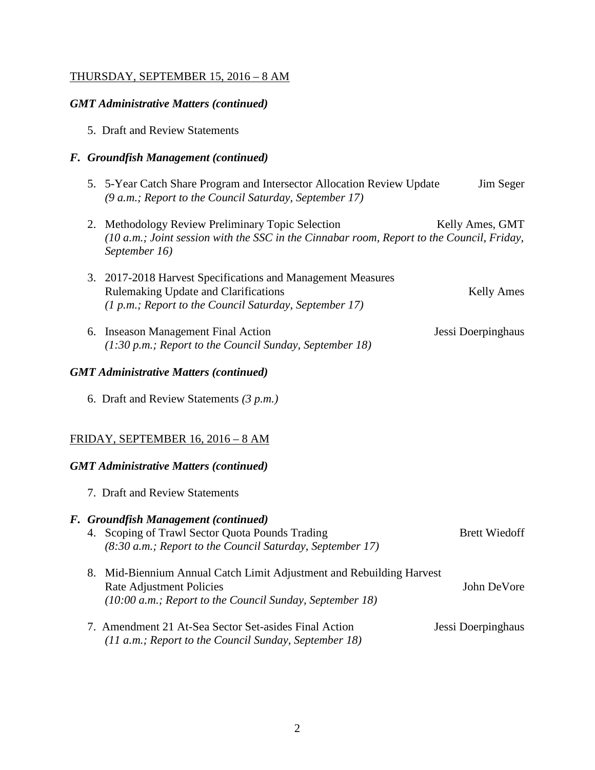THURSDAY, SEPTEMBER 15, 2016 – 8 AM

***GMT Administrative Matters (continued)***

5. Draft and Review Statements

***F. Groundfish Management (continued)***

5. 5-Year Catch Share Program and Intersector Allocation Review Update — Jim Seger
   *(9 a.m.; Report to the Council Saturday, September 17)*

2. Methodology Review Preliminary Topic Selection — Kelly Ames, GMT
   *(10 a.m.; Joint session with the SSC in the Cinnabar room, Report to the Council, Friday, September 16)*

3. 2017-2018 Harvest Specifications and Management Measures Rulemaking Update and Clarifications — Kelly Ames
   *(1 p.m.; Report to the Council Saturday, September 17)*

6. Inseason Management Final Action — Jessi Doerpinghaus
   *(1:30 p.m.; Report to the Council Sunday, September 18)*

***GMT Administrative Matters (continued)***

6. Draft and Review Statements *(3 p.m.)*

FRIDAY, SEPTEMBER 16, 2016 – 8 AM

***GMT Administrative Matters (continued)***

7. Draft and Review Statements

***F. Groundfish Management (continued)***

4. Scoping of Trawl Sector Quota Pounds Trading — Brett Wiedoff
   *(8:30 a.m.; Report to the Council Saturday, September 17)*

8. Mid-Biennium Annual Catch Limit Adjustment and Rebuilding Harvest Rate Adjustment Policies — John DeVore
   *(10:00 a.m.; Report to the Council Sunday, September 18)*

7. Amendment 21 At-Sea Sector Set-asides Final Action — Jessi Doerpinghaus
   *(11 a.m.; Report to the Council Sunday, September 18)*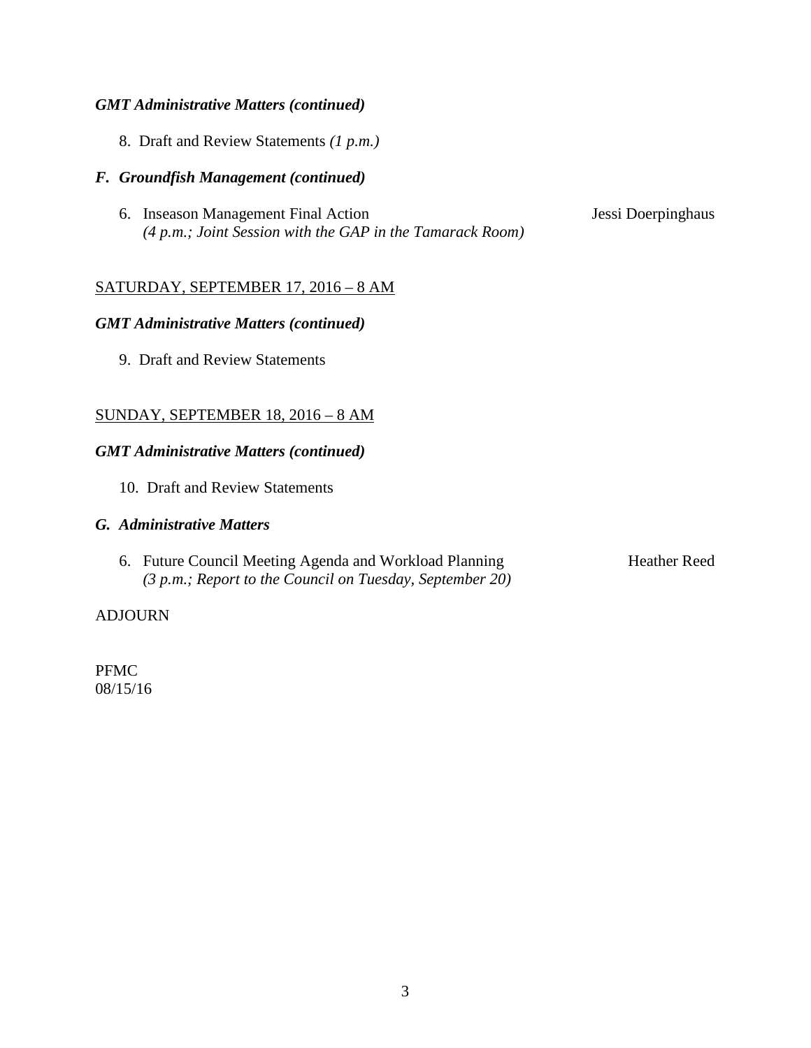***GMT Administrative Matters (continued)***

8. Draft and Review Statements *(1 p.m.)*

***F. Groundfish Management (continued)***

6. Inseason Management Final Action — Jessi Doerpinghaus
   *(4 p.m.; Joint Session with the GAP in the Tamarack Room)*

<u>SATURDAY, SEPTEMBER 17, 2016 – 8 AM</u>

***GMT Administrative Matters (continued)***

9. Draft and Review Statements

<u>SUNDAY, SEPTEMBER 18, 2016 – 8 AM</u>

***GMT Administrative Matters (continued)***

10. Draft and Review Statements

***G. Administrative Matters***

6. Future Council Meeting Agenda and Workload Planning — Heather Reed
   *(3 p.m.; Report to the Council on Tuesday, September 20)*

ADJOURN

PFMC
08/15/16